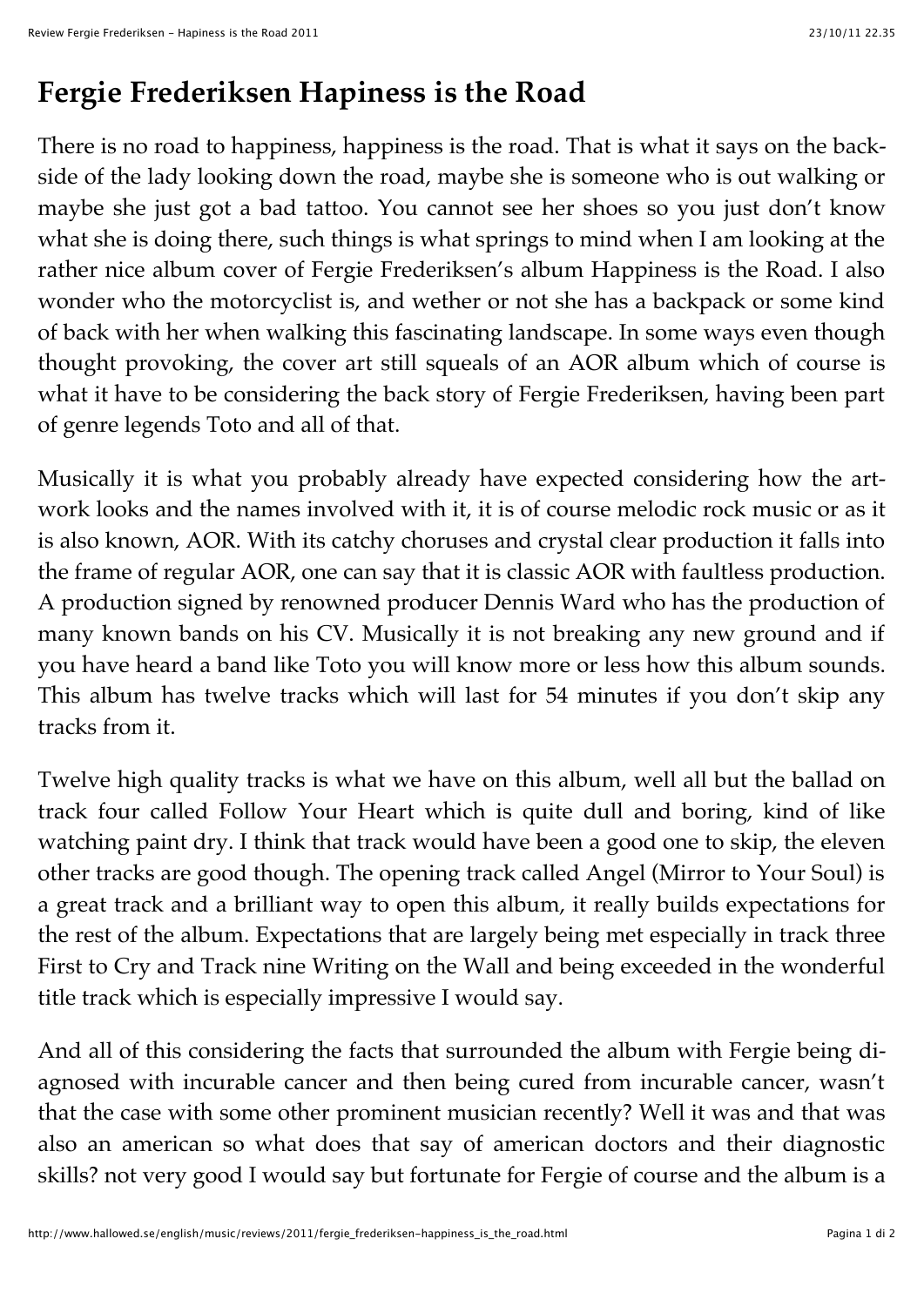# Fergie Frederiksen Hapiness is the Road

There is no road to happiness, happiness is the road. That is what it says on the back-side of the lady looking down the road, maybe she is someone who is out walking or maybe she just got a bad tattoo. You cannot see her shoes so you just don't know what she is doing there, such things is what springs to mind when I am looking at the rather nice album cover of Fergie Frederiksen's album Happiness is the Road. I also wonder who the motorcyclist is, and wether or not she has a backpack or some kind of back with her when walking this fascinating landscape. In some ways even though thought provoking, the cover art still squeals of an AOR album which of course is what it have to be considering the back story of Fergie Frederiksen, having been part of genre legends Toto and all of that.

Musically it is what you probably already have expected considering how the art-work looks and the names involved with it, it is of course melodic rock music or as it is also known, AOR. With its catchy choruses and crystal clear production it falls into the frame of regular AOR, one can say that it is classic AOR with faultless production. A production signed by renowned producer Dennis Ward who has the production of many known bands on his CV. Musically it is not breaking any new ground and if you have heard a band like Toto you will know more or less how this album sounds. This album has twelve tracks which will last for 54 minutes if you don't skip any tracks from it.

Twelve high quality tracks is what we have on this album, well all but the ballad on track four called Follow Your Heart which is quite dull and boring, kind of like watching paint dry. I think that track would have been a good one to skip, the eleven other tracks are good though. The opening track called Angel (Mirror to Your Soul) is a great track and a brilliant way to open this album, it really builds expectations for the rest of the album. Expectations that are largely being met especially in track three First to Cry and Track nine Writing on the Wall and being exceeded in the wonderful title track which is especially impressive I would say.

And all of this considering the facts that surrounded the album with Fergie being di-agnosed with incurable cancer and then being cured from incurable cancer, wasn't that the case with some other prominent musician recently? Well it was and that was also an american so what does that say of american doctors and their diagnostic skills? not very good I would say but fortunate for Fergie of course and the album is a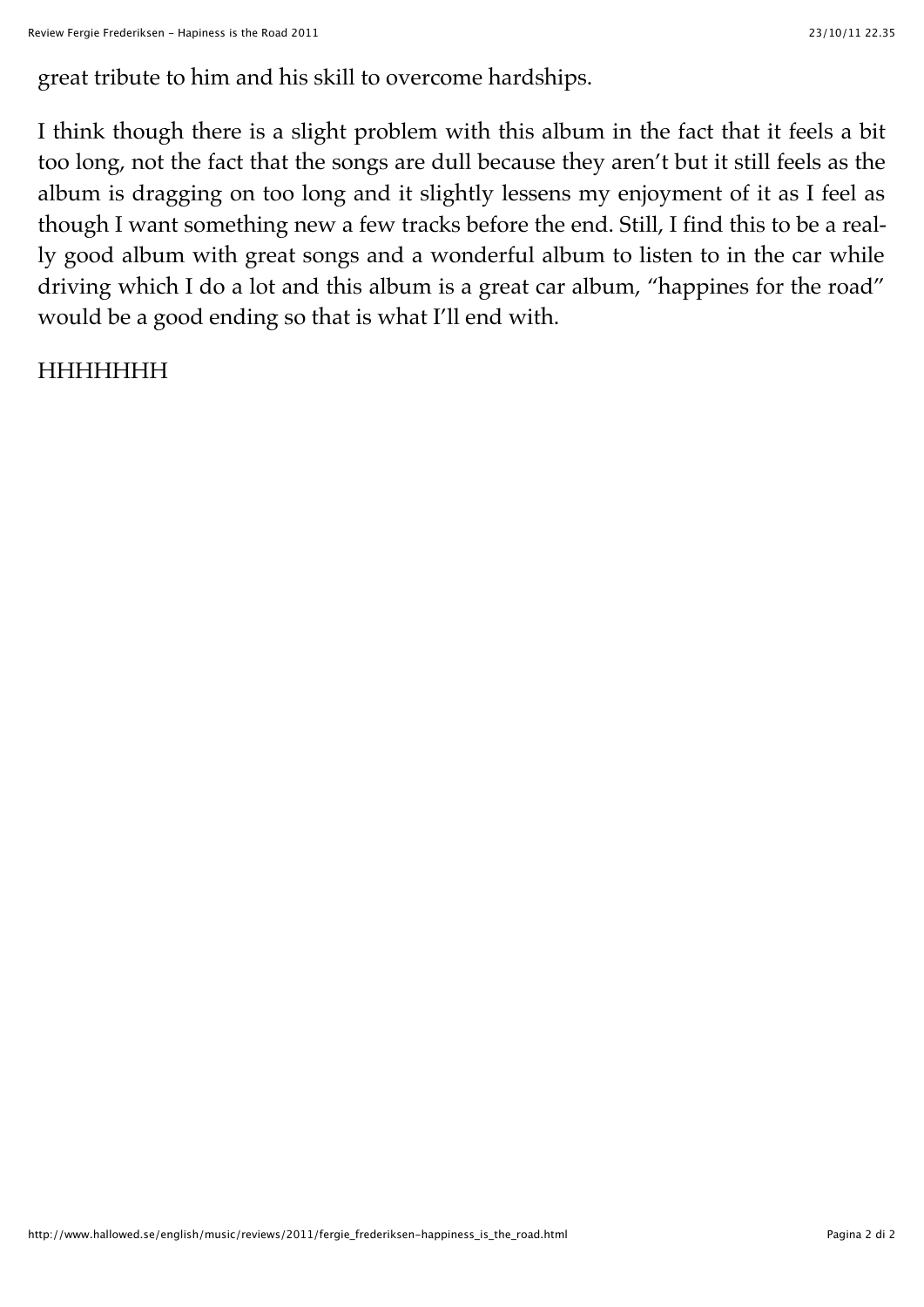great tribute to him and his skill to overcome hardships.

I think though there is a slight problem with this album in the fact that it feels a bit too long, not the fact that the songs are dull because they aren't but it still feels as the album is dragging on too long and it slightly lessens my enjoyment of it as I feel as though I want something new a few tracks before the end. Still, I find this to be a really good album with great songs and a wonderful album to listen to in the car while driving which I do a lot and this album is a great car album, "happines for the road" would be a good ending so that is what I'll end with.

HHHHHHH